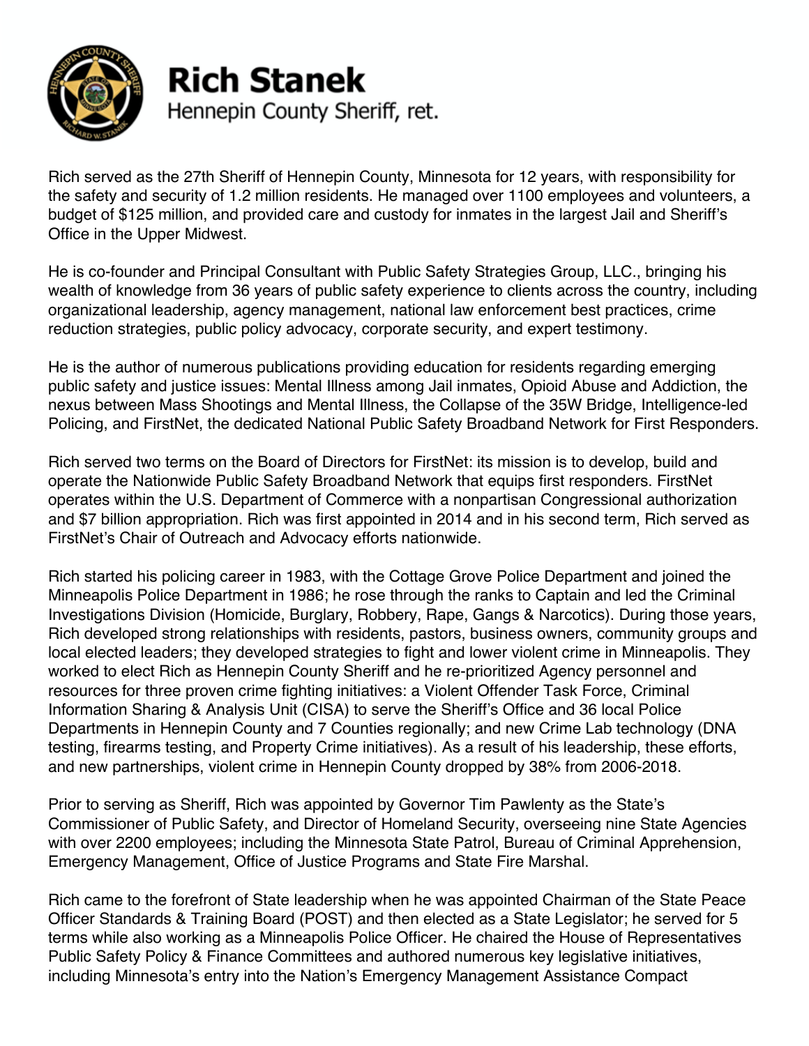# Rich Stanek

Hennepin County Sheriff, ret.

Rich served as the 27th Sheriff of Hennepin County, Minnesota for 12 years, with responsibility for the safety and security of 1.2 million residents. He managed over 1100 employees and volunteers, a budget of $125 million, and provided care and custody for inmates in the largest Jail and Sheriff's Office in the Upper Midwest.

He is co-founder and Principal Consultant with Public Safety Strategies Group, LLC., bringing his wealth of knowledge from 36 years of public safety experience to clients across the country, including organizational leadership, agency management, national law enforcement best practices, crime reduction strategies, public policy advocacy, corporate security, and expert testimony.

He is the author of numerous publications providing education for residents regarding emerging public safety and justice issues: Mental Illness among Jail inmates, Opioid Abuse and Addiction, the nexus between Mass Shootings and Mental Illness, the Collapse of the 35W Bridge, Intelligence-led Policing, and FirstNet, the dedicated National Public Safety Broadband Network for First Responders.

Rich served two terms on the Board of Directors for FirstNet: its mission is to develop, build and operate the Nationwide Public Safety Broadband Network that equips first responders. FirstNet operates within the U.S. Department of Commerce with a nonpartisan Congressional authorization and $7 billion appropriation. Rich was first appointed in 2014 and in his second term, Rich served as FirstNet's Chair of Outreach and Advocacy efforts nationwide.

Rich started his policing career in 1983, with the Cottage Grove Police Department and joined the Minneapolis Police Department in 1986; he rose through the ranks to Captain and led the Criminal Investigations Division (Homicide, Burglary, Robbery, Rape, Gangs & Narcotics). During those years, Rich developed strong relationships with residents, pastors, business owners, community groups and local elected leaders; they developed strategies to fight and lower violent crime in Minneapolis. They worked to elect Rich as Hennepin County Sheriff and he re-prioritized Agency personnel and resources for three proven crime fighting initiatives: a Violent Offender Task Force, Criminal Information Sharing & Analysis Unit (CISA) to serve the Sheriff's Office and 36 local Police Departments in Hennepin County and 7 Counties regionally; and new Crime Lab technology (DNA testing, firearms testing, and Property Crime initiatives). As a result of his leadership, these efforts, and new partnerships, violent crime in Hennepin County dropped by 38% from 2006-2018.

Prior to serving as Sheriff, Rich was appointed by Governor Tim Pawlenty as the State's Commissioner of Public Safety, and Director of Homeland Security, overseeing nine State Agencies with over 2200 employees; including the Minnesota State Patrol, Bureau of Criminal Apprehension, Emergency Management, Office of Justice Programs and State Fire Marshal.

Rich came to the forefront of State leadership when he was appointed Chairman of the State Peace Officer Standards & Training Board (POST) and then elected as a State Legislator; he served for 5 terms while also working as a Minneapolis Police Officer. He chaired the House of Representatives Public Safety Policy & Finance Committees and authored numerous key legislative initiatives, including Minnesota's entry into the Nation's Emergency Management Assistance Compact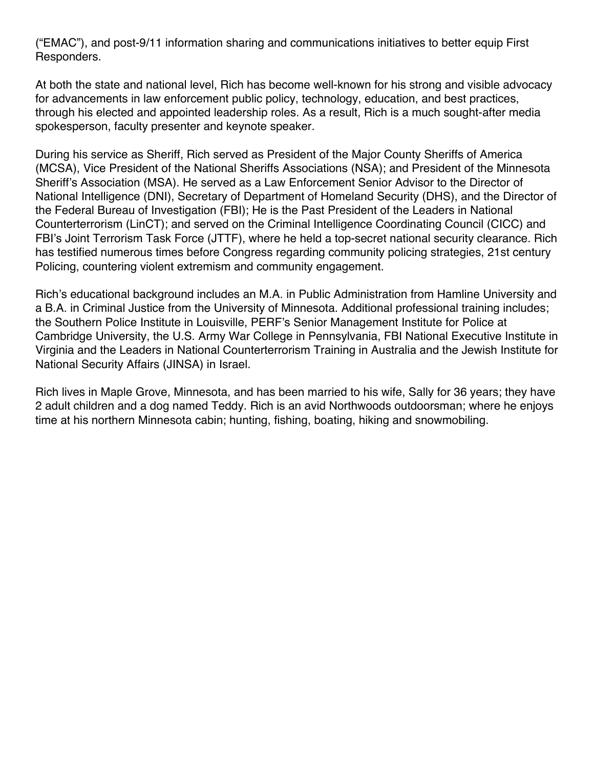("EMAC"), and post-9/11 information sharing and communications initiatives to better equip First Responders.

At both the state and national level, Rich has become well-known for his strong and visible advocacy for advancements in law enforcement public policy, technology, education, and best practices, through his elected and appointed leadership roles. As a result, Rich is a much sought-after media spokesperson, faculty presenter and keynote speaker.

During his service as Sheriff, Rich served as President of the Major County Sheriffs of America (MCSA), Vice President of the National Sheriffs Associations (NSA); and President of the Minnesota Sheriff's Association (MSA). He served as a Law Enforcement Senior Advisor to the Director of National Intelligence (DNI), Secretary of Department of Homeland Security (DHS), and the Director of the Federal Bureau of Investigation (FBI); He is the Past President of the Leaders in National Counterterrorism (LinCT); and served on the Criminal Intelligence Coordinating Council (CICC) and FBI's Joint Terrorism Task Force (JTTF), where he held a top-secret national security clearance. Rich has testified numerous times before Congress regarding community policing strategies, 21st century Policing, countering violent extremism and community engagement.

Rich's educational background includes an M.A. in Public Administration from Hamline University and a B.A. in Criminal Justice from the University of Minnesota. Additional professional training includes; the Southern Police Institute in Louisville, PERF's Senior Management Institute for Police at Cambridge University, the U.S. Army War College in Pennsylvania, FBI National Executive Institute in Virginia and the Leaders in National Counterterrorism Training in Australia and the Jewish Institute for National Security Affairs (JINSA) in Israel.

Rich lives in Maple Grove, Minnesota, and has been married to his wife, Sally for 36 years; they have 2 adult children and a dog named Teddy. Rich is an avid Northwoods outdoorsman; where he enjoys time at his northern Minnesota cabin; hunting, fishing, boating, hiking and snowmobiling.